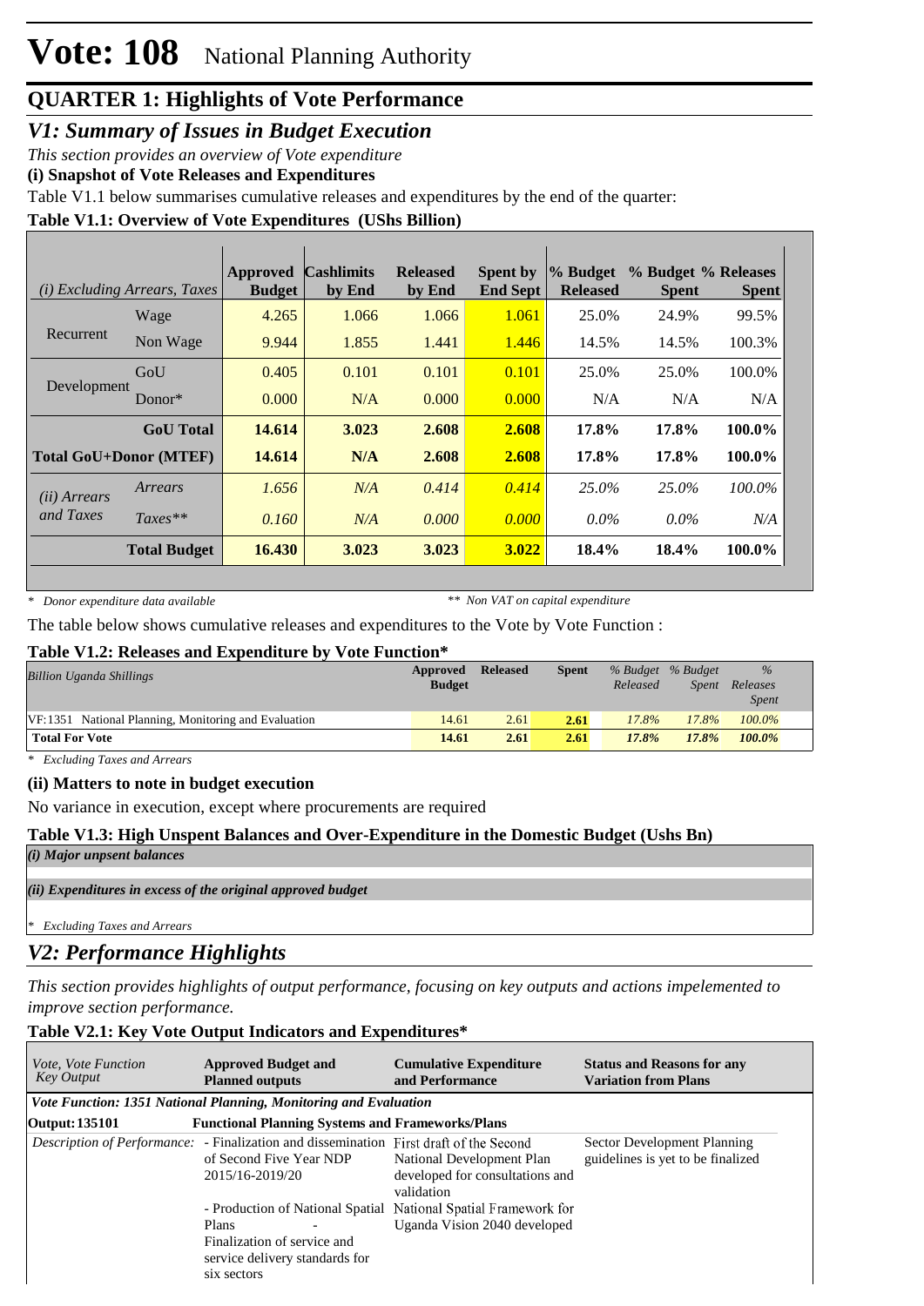# Vote: 108 National Planning Authority

## QUARTER 1: Highlights of Vote Performance

### *V1: Summary of Issues in Budget Execution*

*This section provides an overview of Vote expenditure*

**(i) Snapshot of Vote Releases and Expenditures**

Table V1.1 below summarises cumulative releases and expenditures by the end of the quarter:

**Table V1.1: Overview of Vote Expenditures (UShs Billion)**

| *(i) Excluding Arrears, Taxes* | | Approved Budget | Cashlimits by End | Released by End | Spent by End Sept | % Budget Released | % Budget Spent | % Releases Spent |
|---|---|---|---|---|---|---|---|---|
| Recurrent | Wage | 4.265 | 1.066 | 1.066 | 1.061 | 25.0% | 24.9% | 99.5% |
| | Non Wage | 9.944 | 1.855 | 1.441 | 1.446 | 14.5% | 14.5% | 100.3% |
| Development | GoU | 0.405 | 0.101 | 0.101 | 0.101 | 25.0% | 25.0% | 100.0% |
| | Donor* | 0.000 | N/A | 0.000 | 0.000 | N/A | N/A | N/A |
| | **GoU Total** | **14.614** | **3.023** | **2.608** | **2.608** | **17.8%** | **17.8%** | **100.0%** |
| **Total GoU+Donor (MTEF)** | | **14.614** | **N/A** | **2.608** | **2.608** | **17.8%** | **17.8%** | **100.0%** |
| *(ii) Arrears and Taxes* | *Arrears* | *1.656* | *N/A* | *0.414* | *0.414* | *25.0%* | *25.0%* | *100.0%* |
| | *Taxes*** | *0.160* | *N/A* | *0.000* | *0.000* | *0.0%* | *0.0%* | *N/A* |
| | **Total Budget** | **16.430** | **3.023** | **3.023** | **3.022** | **18.4%** | **18.4%** | **100.0%** |

*\* Donor expenditure data available* *\*\* Non VAT on capital expenditure*

The table below shows cumulative releases and expenditures to the Vote by Vote Function :

**Table V1.2: Releases and Expenditure by Vote Function***

| *Billion Uganda Shillings* | Approved Budget | Released | Spent | *% Budget Released* | *% Budget Spent* | *% Releases Spent* |
|---|---|---|---|---|---|---|
| VF:1351 National Planning, Monitoring and Evaluation | 14.61 | 2.61 | 2.61 | *17.8%* | *17.8%* | *100.0%* |
| **Total For Vote** | **14.61** | **2.61** | **2.61** | ***17.8%*** | ***17.8%*** | ***100.0%*** |

*\* Excluding Taxes and Arrears*

**(ii) Matters to note in budget execution**

No variance in execution, except where procurements are required

**Table V1.3: High Unspent Balances and Over-Expenditure in the Domestic Budget (Ushs Bn)**

***(i) Major unpsent balances***

***(ii) Expenditures in excess of the original approved budget***

*\* Excluding Taxes and Arrears*

### *V2: Performance Highlights*

*This section provides highlights of output performance, focusing on key outputs and actions impelemented to improve section performance.*

**Table V2.1: Key Vote Output Indicators and Expenditures***

| *Vote, Vote Function Key Output* | **Approved Budget and Planned outputs** | **Cumulative Expenditure and Performance** | **Status and Reasons for any Variation from Plans** |
|---|---|---|---|
| ***Vote Function: 1351 National Planning, Monitoring and Evaluation*** | | | |
| **Output: 135101** | **Functional Planning Systems and Frameworks/Plans** | | |
| *Description of Performance:* | - Finalization and dissemination of Second Five Year NDP 2015/16-2019/20<br><br>- Production of National Spatial Plans -<br>Finalization of service and service delivery standards for six sectors | First draft of the Second National Development Plan developed for consultations and validation<br><br>National Spatial Framework for Uganda Vision 2040 developed | Sector Development Planning guidelines is yet to be finalized |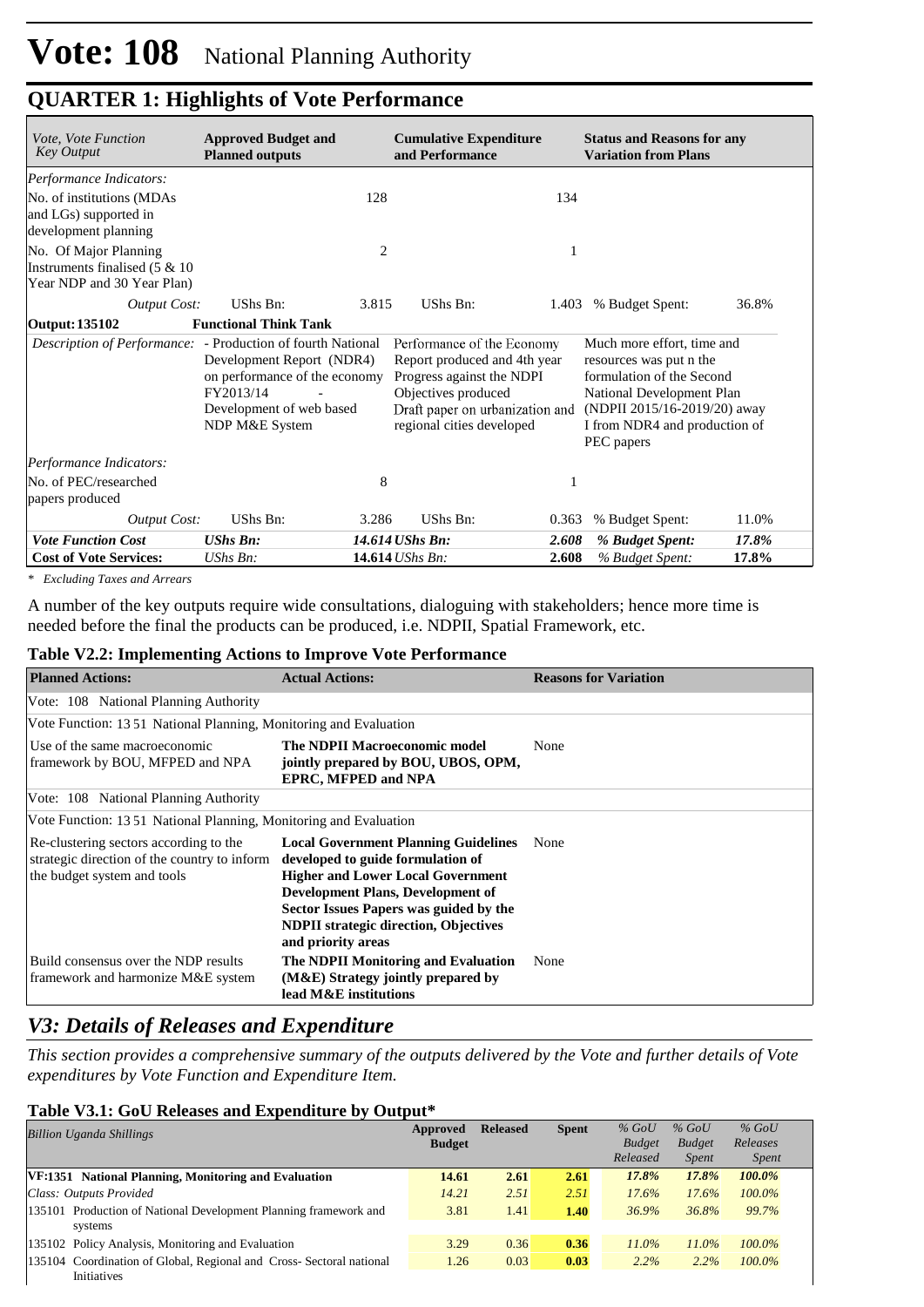# Vote: 108 National Planning Authority

## QUARTER 1: Highlights of Vote Performance

| *Vote, Vote Function Key Output* | **Approved Budget and Planned outputs** | | **Cumulative Expenditure and Performance** | | **Status and Reasons for any Variation from Plans** | |
|---|---|---|---|---|---|---|
| *Performance Indicators:* | | | | | | |
| No. of institutions (MDAs and LGs) supported in development planning | | 128 | | 134 | | |
| No. Of Major Planning Instruments finalised (5 & 10 Year NDP and 30 Year Plan) | | 2 | | 1 | | |
| *Output Cost:* | UShs Bn: | 3.815 | UShs Bn: | 1.403 | % Budget Spent: | 36.8% |
| **Output: 135102** | **Functional Think Tank** | | | | | |
| *Description of Performance:* | - Production of fourth National Development Report (NDR4) on performance of the economy FY2013/14 - Development of web based NDP M&E System | | Performance of the Economy Report produced and 4th year Progress against the NDPI Objectives produced Draft paper on urbanization and regional cities developed | | Much more effort, time and resources was put n the formulation of the Second National Development Plan (NDPII 2015/16-2019/20) away I from NDR4 and production of PEC papers | |
| *Performance Indicators:* | | | | | | |
| No. of PEC/researched papers produced | | 8 | | 1 | | |
| *Output Cost:* | UShs Bn: | 3.286 | UShs Bn: | 0.363 | % Budget Spent: | 11.0% |
| ***Vote Function Cost*** | ***UShs Bn:*** | ***14.614*** | ***UShs Bn:*** | ***2.608*** | ***% Budget Spent:*** | ***17.8%*** |
| **Cost of Vote Services:** | *UShs Bn:* | **14.614** | *UShs Bn:* | **2.608** | *% Budget Spent:* | **17.8%** |

*\* Excluding Taxes and Arrears*

A number of the key outputs require wide consultations, dialoguing with stakeholders; hence more time is needed before the final the products can be produced, i.e. NDPII, Spatial Framework, etc.

### Table V2.2: Implementing Actions to Improve Vote Performance

| **Planned Actions:** | **Actual Actions:** | **Reasons for Variation** |
|---|---|---|
| Vote: 108 National Planning Authority | | |
| Vote Function: 13 51 National Planning, Monitoring and Evaluation | | |
| Use of the same macroeconomic framework by BOU, MFPED and NPA | **The NDPII Macroeconomic model jointly prepared by BOU, UBOS, OPM, EPRC, MFPED and NPA** | None |
| Vote: 108 National Planning Authority | | |
| Vote Function: 13 51 National Planning, Monitoring and Evaluation | | |
| Re-clustering sectors according to the strategic direction of the country to inform the budget system and tools | **Local Government Planning Guidelines developed to guide formulation of Higher and Lower Local Government Development Plans, Development of Sector Issues Papers was guided by the NDPII strategic direction, Objectives and priority areas** | None |
| Build consensus over the NDP results framework and harmonize M&E system | **The NDPII Monitoring and Evaluation (M&E) Strategy jointly prepared by lead M&E institutions** | None |

## *V3: Details of Releases and Expenditure*

*This section provides a comprehensive summary of the outputs delivered by the Vote and further details of Vote expenditures by Vote Function and Expenditure Item.*

### Table V3.1: GoU Releases and Expenditure by Output*

| *Billion Uganda Shillings* | **Approved Budget** | **Released** | **Spent** | *% GoU Budget Released* | *% GoU Budget Spent* | *% GoU Releases Spent* |
|---|---|---|---|---|---|---|
| **VF:1351 National Planning, Monitoring and Evaluation** | **14.61** | **2.61** | **2.61** | ***17.8%*** | ***17.8%*** | ***100.0%*** |
| *Class: Outputs Provided* | *14.21* | *2.51* | *2.51* | *17.6%* | *17.6%* | *100.0%* |
| 135101 Production of National Development Planning framework and systems | 3.81 | 1.41 | **1.40** | *36.9%* | *36.8%* | *99.7%* |
| 135102 Policy Analysis, Monitoring and Evaluation | 3.29 | 0.36 | **0.36** | *11.0%* | *11.0%* | *100.0%* |
| 135104 Coordination of Global, Regional and Cross- Sectoral national Initiatives | 1.26 | 0.03 | **0.03** | *2.2%* | *2.2%* | *100.0%* |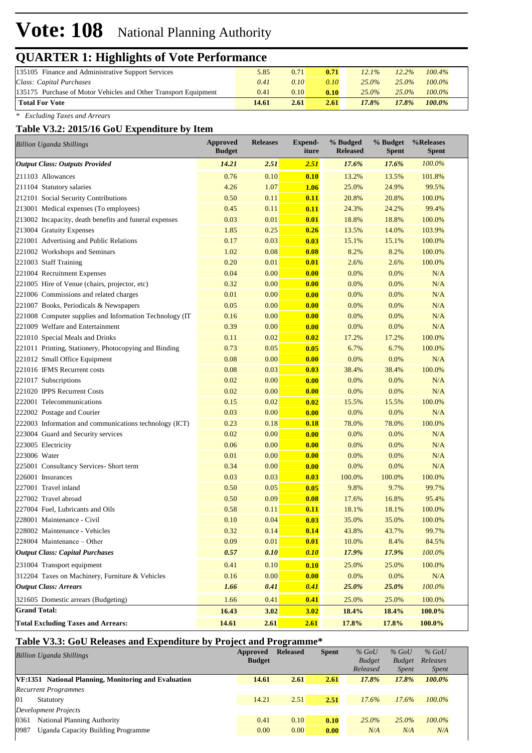# Vote: 108 National Planning Authority

## QUARTER 1: Highlights of Vote Performance

| | | | | | | |
|---|---|---|---|---|---|---|
| 135105 Finance and Administrative Support Services | 5.85 | 0.71 | **0.71** | *12.1%* | *12.2%* | *100.4%* |
| *Class: Capital Purchases* | *0.41* | *0.10* | *0.10* | *25.0%* | *25.0%* | *100.0%* |
| 135175 Purchase of Motor Vehicles and Other Transport Equipment | 0.41 | 0.10 | **0.10** | *25.0%* | *25.0%* | *100.0%* |
| **Total For Vote** | **14.61** | **2.61** | **2.61** | ***17.8%*** | ***17.8%*** | ***100.0%*** |

*\* Excluding Taxes and Arrears*

### Table V3.2: 2015/16 GoU Expenditure by Item

| *Billion Uganda Shillings* | Approved Budget | Releases | Expend-iture | % Budged Released | % Budget Spent | %Releases Spent |
|---|---|---|---|---|---|---|
| ***Output Class: Outputs Provided*** | ***14.21*** | ***2.51*** | ***2.51*** | ***17.6%*** | ***17.6%*** | *100.0%* |
| 211103 Allowances | 0.76 | 0.10 | **0.10** | 13.2% | 13.5% | 101.8% |
| 211104 Statutory salaries | 4.26 | 1.07 | **1.06** | 25.0% | 24.9% | 99.5% |
| 212101 Social Security Contributions | 0.50 | 0.11 | **0.11** | 20.8% | 20.8% | 100.0% |
| 213001 Medical expenses (To employees) | 0.45 | 0.11 | **0.11** | 24.3% | 24.2% | 99.4% |
| 213002 Incapacity, death benefits and funeral expenses | 0.03 | 0.01 | **0.01** | 18.8% | 18.8% | 100.0% |
| 213004 Gratuity Expenses | 1.85 | 0.25 | **0.26** | 13.5% | 14.0% | 103.9% |
| 221001 Advertising and Public Relations | 0.17 | 0.03 | **0.03** | 15.1% | 15.1% | 100.0% |
| 221002 Workshops and Seminars | 1.02 | 0.08 | **0.08** | 8.2% | 8.2% | 100.0% |
| 221003 Staff Training | 0.20 | 0.01 | **0.01** | 2.6% | 2.6% | 100.0% |
| 221004 Recruitment Expenses | 0.04 | 0.00 | **0.00** | 0.0% | 0.0% | N/A |
| 221005 Hire of Venue (chairs, projector, etc) | 0.32 | 0.00 | **0.00** | 0.0% | 0.0% | N/A |
| 221006 Commissions and related charges | 0.01 | 0.00 | **0.00** | 0.0% | 0.0% | N/A |
| 221007 Books, Periodicals & Newspapers | 0.05 | 0.00 | **0.00** | 0.0% | 0.0% | N/A |
| 221008 Computer supplies and Information Technology (IT | 0.16 | 0.00 | **0.00** | 0.0% | 0.0% | N/A |
| 221009 Welfare and Entertainment | 0.39 | 0.00 | **0.00** | 0.0% | 0.0% | N/A |
| 221010 Special Meals and Drinks | 0.11 | 0.02 | **0.02** | 17.2% | 17.2% | 100.0% |
| 221011 Printing, Stationery, Photocopying and Binding | 0.73 | 0.05 | **0.05** | 6.7% | 6.7% | 100.0% |
| 221012 Small Office Equipment | 0.08 | 0.00 | **0.00** | 0.0% | 0.0% | N/A |
| 221016 IFMS Recurrent costs | 0.08 | 0.03 | **0.03** | 38.4% | 38.4% | 100.0% |
| 221017 Subscriptions | 0.02 | 0.00 | **0.00** | 0.0% | 0.0% | N/A |
| 221020 IPPS Recurrent Costs | 0.02 | 0.00 | **0.00** | 0.0% | 0.0% | N/A |
| 222001 Telecommunications | 0.15 | 0.02 | **0.02** | 15.5% | 15.5% | 100.0% |
| 222002 Postage and Courier | 0.03 | 0.00 | **0.00** | 0.0% | 0.0% | N/A |
| 222003 Information and communications technology (ICT) | 0.23 | 0.18 | **0.18** | 78.0% | 78.0% | 100.0% |
| 223004 Guard and Security services | 0.02 | 0.00 | **0.00** | 0.0% | 0.0% | N/A |
| 223005 Electricity | 0.06 | 0.00 | **0.00** | 0.0% | 0.0% | N/A |
| 223006 Water | 0.01 | 0.00 | **0.00** | 0.0% | 0.0% | N/A |
| 225001 Consultancy Services- Short term | 0.34 | 0.00 | **0.00** | 0.0% | 0.0% | N/A |
| 226001 Insurances | 0.03 | 0.03 | **0.03** | 100.0% | 100.0% | 100.0% |
| 227001 Travel inland | 0.50 | 0.05 | **0.05** | 9.8% | 9.7% | 99.7% |
| 227002 Travel abroad | 0.50 | 0.09 | **0.08** | 17.6% | 16.8% | 95.4% |
| 227004 Fuel, Lubricants and Oils | 0.58 | 0.11 | **0.11** | 18.1% | 18.1% | 100.0% |
| 228001 Maintenance - Civil | 0.10 | 0.04 | **0.03** | 35.0% | 35.0% | 100.0% |
| 228002 Maintenance - Vehicles | 0.32 | 0.14 | **0.14** | 43.8% | 43.7% | 99.7% |
| 228004 Maintenance – Other | 0.09 | 0.01 | **0.01** | 10.0% | 8.4% | 84.5% |
| ***Output Class: Capital Purchases*** | ***0.57*** | ***0.10*** | ***0.10*** | ***17.9%*** | ***17.9%*** | *100.0%* |
| 231004 Transport equipment | 0.41 | 0.10 | **0.10** | 25.0% | 25.0% | 100.0% |
| 312204 Taxes on Machinery, Furniture & Vehicles | 0.16 | 0.00 | **0.00** | 0.0% | 0.0% | N/A |
| ***Output Class: Arrears*** | ***1.66*** | ***0.41*** | ***0.41*** | ***25.0%*** | ***25.0%*** | *100.0%* |
| 321605 Domestic arrears (Budgeting) | 1.66 | 0.41 | **0.41** | 25.0% | 25.0% | 100.0% |
| **Grand Total:** | **16.43** | **3.02** | **3.02** | **18.4%** | **18.4%** | **100.0%** |
| **Total Excluding Taxes and Arrears:** | **14.61** | **2.61** | **2.61** | **17.8%** | **17.8%** | **100.0%** |

### Table V3.3: GoU Releases and Expenditure by Project and Programme*

| *Billion Uganda Shillings* | Approved Budget | Released | Spent | *% GoU Budget Released* | *% GoU Budget Spent* | *% GoU Releases Spent* |
|---|---|---|---|---|---|---|
| **VF:1351 National Planning, Monitoring and Evaluation** | **14.61** | **2.61** | **2.61** | ***17.8%*** | ***17.8%*** | ***100.0%*** |
| *Recurrent Programmes* | | | | | | |
| 01 Statutory | 14.21 | 2.51 | **2.51** | *17.6%* | *17.6%* | *100.0%* |
| *Development Projects* | | | | | | |
| 0361 National Planning Authority | 0.41 | 0.10 | **0.10** | *25.0%* | *25.0%* | *100.0%* |
| 0987 Uganda Capacity Building Programme | 0.00 | 0.00 | **0.00** | *N/A* | *N/A* | *N/A* |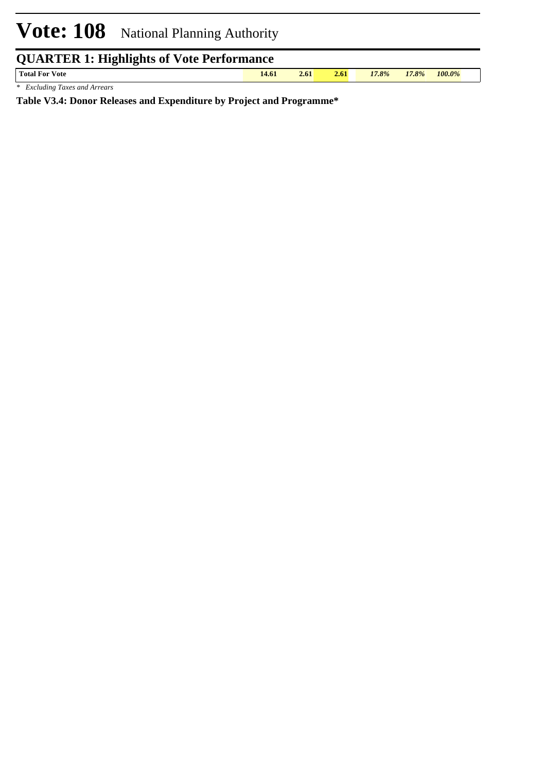# Vote: 108 National Planning Authority

## QUARTER 1: Highlights of Vote Performance

| | | | | | | |
|---|---|---|---|---|---|---|
| **Total For Vote** | **14.61** | **2.61** | **2.61** | ***17.8%*** | ***17.8%*** | ***100.0%*** |

*\* Excluding Taxes and Arrears*

**Table V3.4: Donor Releases and Expenditure by Project and Programme\***